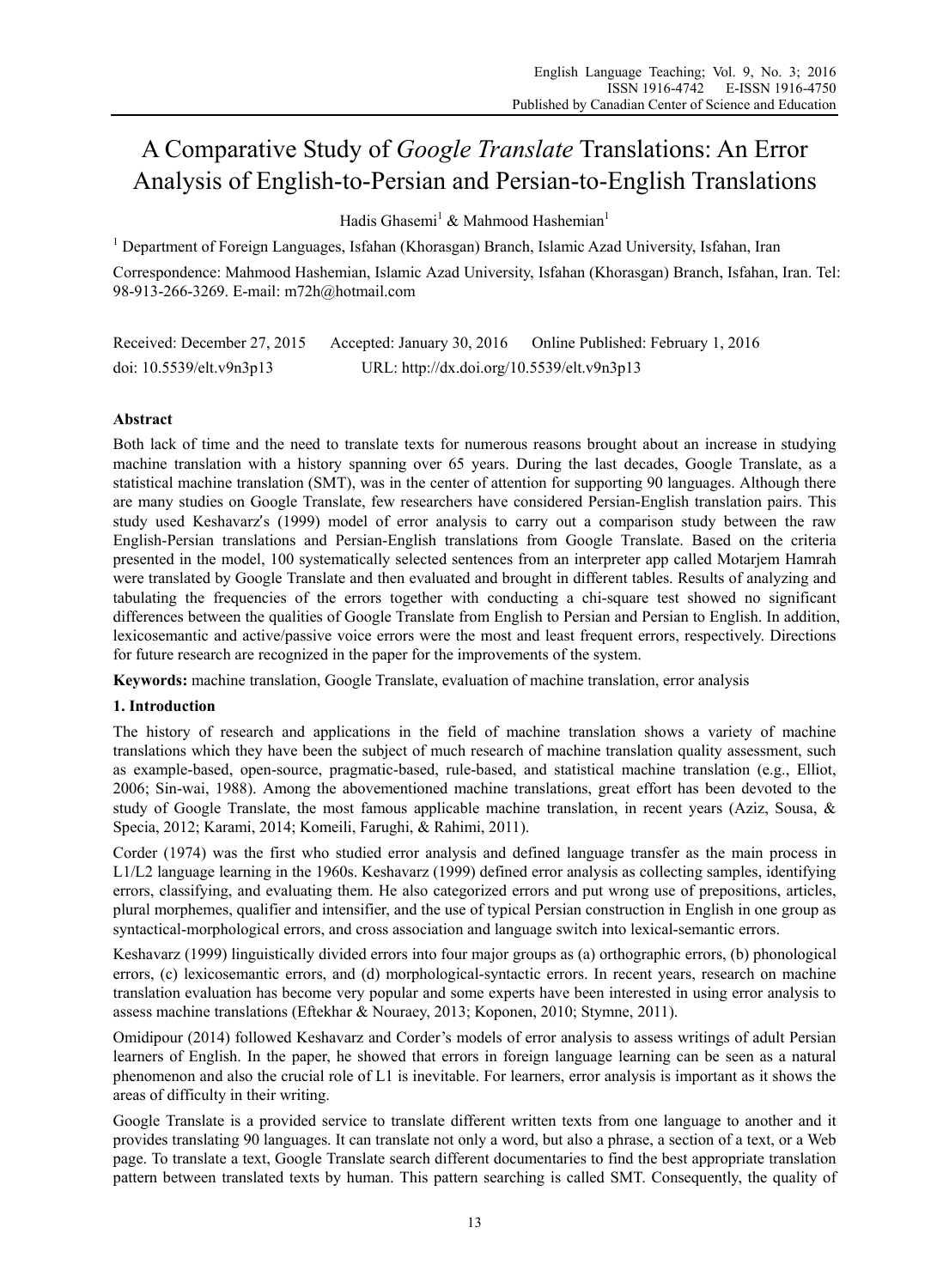# A Comparative Study of *Google Translate* Translations: An Error Analysis of English-to-Persian and Persian-to-English Translations

Hadis Ghasemi[1] & Mahmood Hashemian[1]

[1] Department of Foreign Languages, Isfahan (Khorasgan) Branch, Islamic Azad University, Isfahan, Iran

Correspondence: Mahmood Hashemian, Islamic Azad University, Isfahan (Khorasgan) Branch, Isfahan, Iran. Tel: 98-913-266-3269. E-mail: m72h@hotmail.com

Received: December 27, 2015 Accepted: January 30, 2016 Online Published: February 1, 2016

doi: 10.5539/elt.v9n3p13 URL: http://dx.doi.org/10.5539/elt.v9n3p13

## Abstract

Both lack of time and the need to translate texts for numerous reasons brought about an increase in studying machine translation with a history spanning over 65 years. During the last decades, Google Translate, as a statistical machine translation (SMT), was in the center of attention for supporting 90 languages. Although there are many studies on Google Translate, few researchers have considered Persian-English translation pairs. This study used Keshavarz's (1999) model of error analysis to carry out a comparison study between the raw English-Persian translations and Persian-English translations from Google Translate. Based on the criteria presented in the model, 100 systematically selected sentences from an interpreter app called Motarjem Hamrah were translated by Google Translate and then evaluated and brought in different tables. Results of analyzing and tabulating the frequencies of the errors together with conducting a chi-square test showed no significant differences between the qualities of Google Translate from English to Persian and Persian to English. In addition, lexicosemantic and active/passive voice errors were the most and least frequent errors, respectively. Directions for future research are recognized in the paper for the improvements of the system.

**Keywords:** machine translation, Google Translate, evaluation of machine translation, error analysis

## 1. Introduction

The history of research and applications in the field of machine translation shows a variety of machine translations which they have been the subject of much research of machine translation quality assessment, such as example-based, open-source, pragmatic-based, rule-based, and statistical machine translation (e.g., Elliot, 2006; Sin-wai, 1988). Among the abovementioned machine translations, great effort has been devoted to the study of Google Translate, the most famous applicable machine translation, in recent years (Aziz, Sousa, & Specia, 2012; Karami, 2014; Komeili, Farughi, & Rahimi, 2011).

Corder (1974) was the first who studied error analysis and defined language transfer as the main process in L1/L2 language learning in the 1960s. Keshavarz (1999) defined error analysis as collecting samples, identifying errors, classifying, and evaluating them. He also categorized errors and put wrong use of prepositions, articles, plural morphemes, qualifier and intensifier, and the use of typical Persian construction in English in one group as syntactical-morphological errors, and cross association and language switch into lexical-semantic errors.

Keshavarz (1999) linguistically divided errors into four major groups as (a) orthographic errors, (b) phonological errors, (c) lexicosemantic errors, and (d) morphological-syntactic errors. In recent years, research on machine translation evaluation has become very popular and some experts have been interested in using error analysis to assess machine translations (Eftekhar & Nouraey, 2013; Koponen, 2010; Stymne, 2011).

Omidipour (2014) followed Keshavarz and Corder's models of error analysis to assess writings of adult Persian learners of English. In the paper, he showed that errors in foreign language learning can be seen as a natural phenomenon and also the crucial role of L1 is inevitable. For learners, error analysis is important as it shows the areas of difficulty in their writing.

Google Translate is a provided service to translate different written texts from one language to another and it provides translating 90 languages. It can translate not only a word, but also a phrase, a section of a text, or a Web page. To translate a text, Google Translate search different documentaries to find the best appropriate translation pattern between translated texts by human. This pattern searching is called SMT. Consequently, the quality of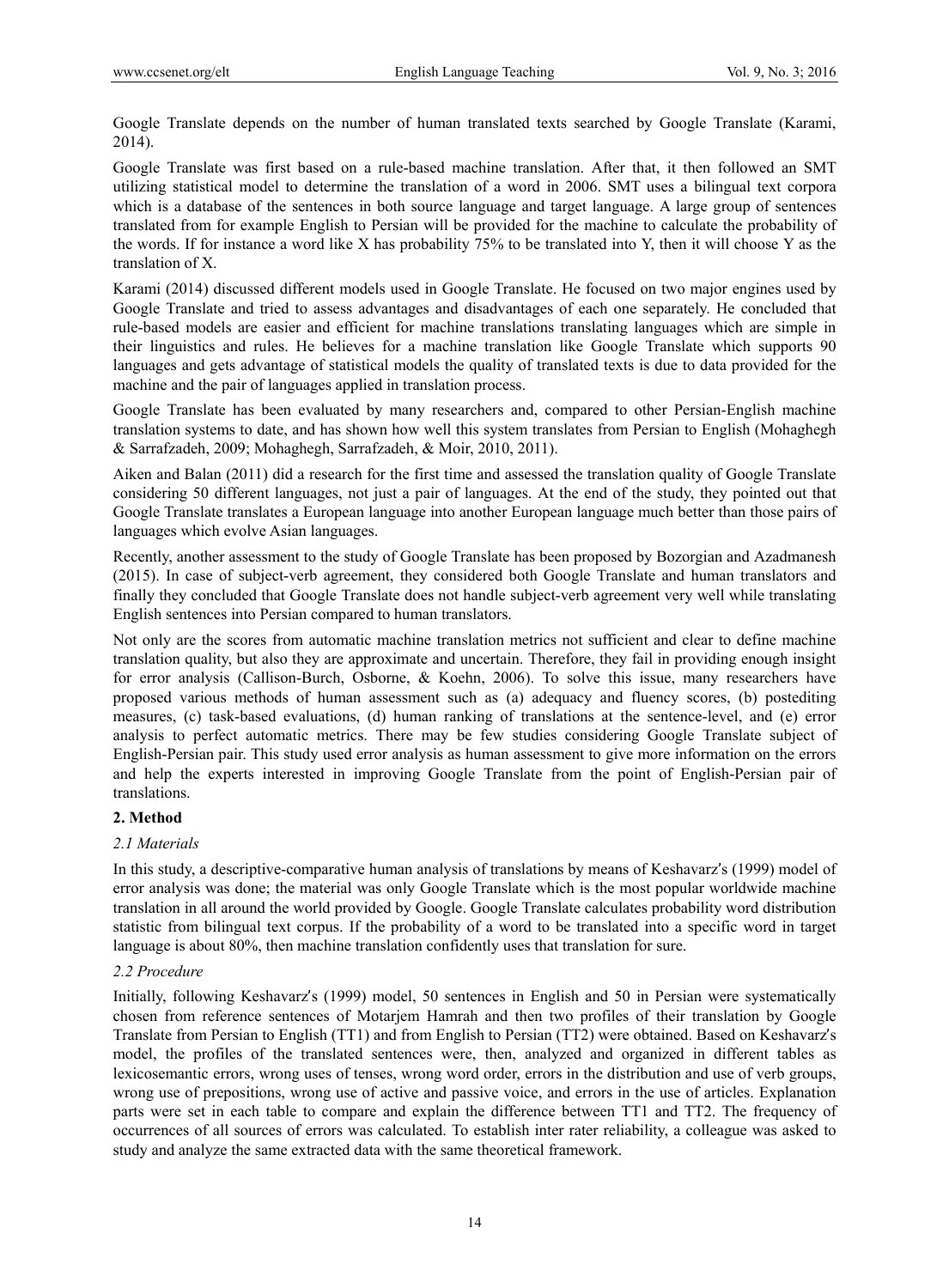Google Translate depends on the number of human translated texts searched by Google Translate (Karami, 2014).

Google Translate was first based on a rule-based machine translation. After that, it then followed an SMT utilizing statistical model to determine the translation of a word in 2006. SMT uses a bilingual text corpora which is a database of the sentences in both source language and target language. A large group of sentences translated from for example English to Persian will be provided for the machine to calculate the probability of the words. If for instance a word like X has probability 75% to be translated into Y, then it will choose Y as the translation of X.

Karami (2014) discussed different models used in Google Translate. He focused on two major engines used by Google Translate and tried to assess advantages and disadvantages of each one separately. He concluded that rule-based models are easier and efficient for machine translations translating languages which are simple in their linguistics and rules. He believes for a machine translation like Google Translate which supports 90 languages and gets advantage of statistical models the quality of translated texts is due to data provided for the machine and the pair of languages applied in translation process.

Google Translate has been evaluated by many researchers and, compared to other Persian-English machine translation systems to date, and has shown how well this system translates from Persian to English (Mohaghegh & Sarrafzadeh, 2009; Mohaghegh, Sarrafzadeh, & Moir, 2010, 2011).

Aiken and Balan (2011) did a research for the first time and assessed the translation quality of Google Translate considering 50 different languages, not just a pair of languages. At the end of the study, they pointed out that Google Translate translates a European language into another European language much better than those pairs of languages which evolve Asian languages.

Recently, another assessment to the study of Google Translate has been proposed by Bozorgian and Azadmanesh (2015). In case of subject-verb agreement, they considered both Google Translate and human translators and finally they concluded that Google Translate does not handle subject-verb agreement very well while translating English sentences into Persian compared to human translators.

Not only are the scores from automatic machine translation metrics not sufficient and clear to define machine translation quality, but also they are approximate and uncertain. Therefore, they fail in providing enough insight for error analysis (Callison-Burch, Osborne, & Koehn, 2006). To solve this issue, many researchers have proposed various methods of human assessment such as (a) adequacy and fluency scores, (b) postediting measures, (c) task-based evaluations, (d) human ranking of translations at the sentence-level, and (e) error analysis to perfect automatic metrics. There may be few studies considering Google Translate subject of English-Persian pair. This study used error analysis as human assessment to give more information on the errors and help the experts interested in improving Google Translate from the point of English-Persian pair of translations.

## 2. Method

### *2.1 Materials*

In this study, a descriptive-comparative human analysis of translations by means of Keshavarz's (1999) model of error analysis was done; the material was only Google Translate which is the most popular worldwide machine translation in all around the world provided by Google. Google Translate calculates probability word distribution statistic from bilingual text corpus. If the probability of a word to be translated into a specific word in target language is about 80%, then machine translation confidently uses that translation for sure.

### *2.2 Procedure*

Initially, following Keshavarz's (1999) model, 50 sentences in English and 50 in Persian were systematically chosen from reference sentences of Motarjem Hamrah and then two profiles of their translation by Google Translate from Persian to English (TT1) and from English to Persian (TT2) were obtained. Based on Keshavarz's model, the profiles of the translated sentences were, then, analyzed and organized in different tables as lexicosemantic errors, wrong uses of tenses, wrong word order, errors in the distribution and use of verb groups, wrong use of prepositions, wrong use of active and passive voice, and errors in the use of articles. Explanation parts were set in each table to compare and explain the difference between TT1 and TT2. The frequency of occurrences of all sources of errors was calculated. To establish inter rater reliability, a colleague was asked to study and analyze the same extracted data with the same theoretical framework.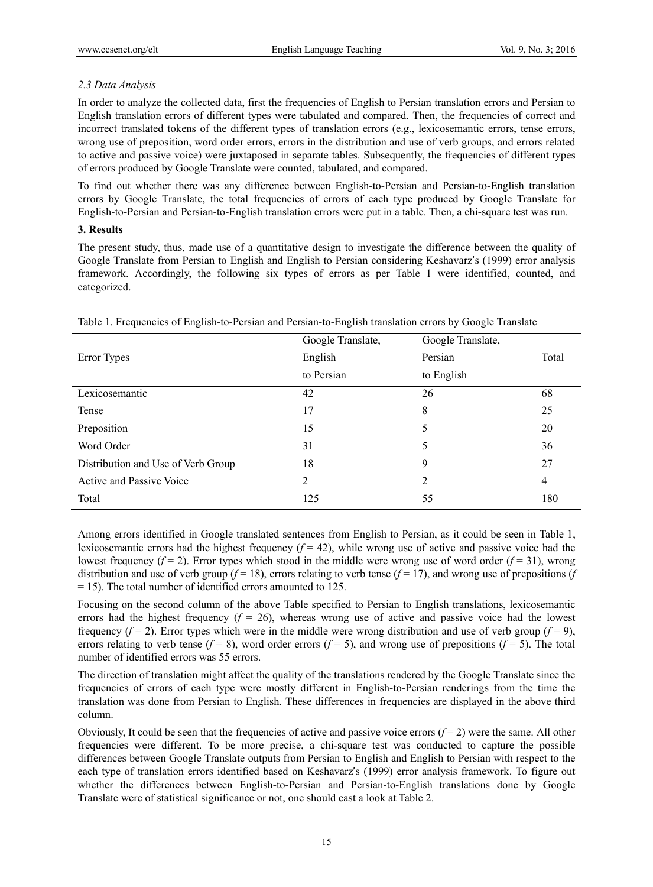### *2.3 Data Analysis*

In order to analyze the collected data, first the frequencies of English to Persian translation errors and Persian to English translation errors of different types were tabulated and compared. Then, the frequencies of correct and incorrect translated tokens of the different types of translation errors (e.g., lexicosemantic errors, tense errors, wrong use of preposition, word order errors, errors in the distribution and use of verb groups, and errors related to active and passive voice) were juxtaposed in separate tables. Subsequently, the frequencies of different types of errors produced by Google Translate were counted, tabulated, and compared.

To find out whether there was any difference between English-to-Persian and Persian-to-English translation errors by Google Translate, the total frequencies of errors of each type produced by Google Translate for English-to-Persian and Persian-to-English translation errors were put in a table. Then, a chi-square test was run.

## 3. Results

The present study, thus, made use of a quantitative design to investigate the difference between the quality of Google Translate from Persian to English and English to Persian considering Keshavarz's (1999) error analysis framework. Accordingly, the following six types of errors as per Table 1 were identified, counted, and categorized.

Table 1. Frequencies of English-to-Persian and Persian-to-English translation errors by Google Translate

| Error Types | Google Translate, English to Persian | Google Translate, Persian to English | Total |
|---|---|---|---|
| Lexicosemantic | 42 | 26 | 68 |
| Tense | 17 | 8 | 25 |
| Preposition | 15 | 5 | 20 |
| Word Order | 31 | 5 | 36 |
| Distribution and Use of Verb Group | 18 | 9 | 27 |
| Active and Passive Voice | 2 | 2 | 4 |
| Total | 125 | 55 | 180 |

Among errors identified in Google translated sentences from English to Persian, as it could be seen in Table 1, lexicosemantic errors had the highest frequency ($f = 42$), while wrong use of active and passive voice had the lowest frequency ($f = 2$). Error types which stood in the middle were wrong use of word order ($f = 31$), wrong distribution and use of verb group ($f = 18$), errors relating to verb tense ($f = 17$), and wrong use of prepositions ($f = 15$). The total number of identified errors amounted to 125.

Focusing on the second column of the above Table specified to Persian to English translations, lexicosemantic errors had the highest frequency ($f = 26$), whereas wrong use of active and passive voice had the lowest frequency ($f = 2$). Error types which were in the middle were wrong distribution and use of verb group ($f = 9$), errors relating to verb tense ($f = 8$), word order errors ($f = 5$), and wrong use of prepositions ($f = 5$). The total number of identified errors was 55 errors.

The direction of translation might affect the quality of the translations rendered by the Google Translate since the frequencies of errors of each type were mostly different in English-to-Persian renderings from the time the translation was done from Persian to English. These differences in frequencies are displayed in the above third column.

Obviously, It could be seen that the frequencies of active and passive voice errors ($f = 2$) were the same. All other frequencies were different. To be more precise, a chi-square test was conducted to capture the possible differences between Google Translate outputs from Persian to English and English to Persian with respect to the each type of translation errors identified based on Keshavarz's (1999) error analysis framework. To figure out whether the differences between English-to-Persian and Persian-to-English translations done by Google Translate were of statistical significance or not, one should cast a look at Table 2.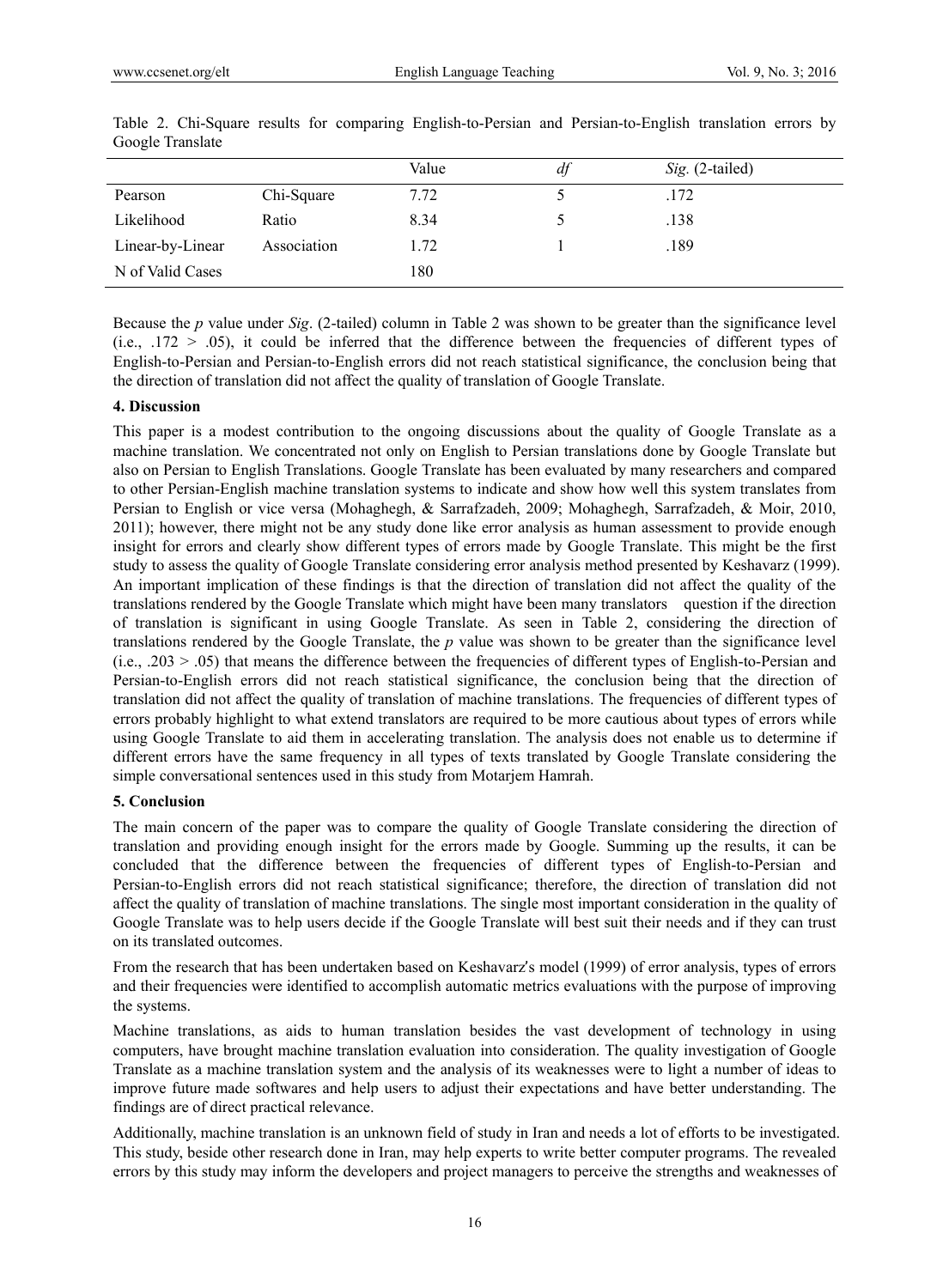Table 2. Chi-Square results for comparing English-to-Persian and Persian-to-English translation errors by Google Translate

| | | Value | *df* | *Sig.* (2-tailed) |
|---|---|---|---|---|
| Pearson | Chi-Square | 7.72 | 5 | .172 |
| Likelihood | Ratio | 8.34 | 5 | .138 |
| Linear-by-Linear | Association | 1.72 | 1 | .189 |
| N of Valid Cases | | 180 | | |

Because the *p* value under *Sig*. (2-tailed) column in Table 2 was shown to be greater than the significance level (i.e., .172 > .05), it could be inferred that the difference between the frequencies of different types of English-to-Persian and Persian-to-English errors did not reach statistical significance, the conclusion being that the direction of translation did not affect the quality of translation of Google Translate.

## 4. Discussion

This paper is a modest contribution to the ongoing discussions about the quality of Google Translate as a machine translation. We concentrated not only on English to Persian translations done by Google Translate but also on Persian to English Translations. Google Translate has been evaluated by many researchers and compared to other Persian-English machine translation systems to indicate and show how well this system translates from Persian to English or vice versa (Mohaghegh, & Sarrafzadeh, 2009; Mohaghegh, Sarrafzadeh, & Moir, 2010, 2011); however, there might not be any study done like error analysis as human assessment to provide enough insight for errors and clearly show different types of errors made by Google Translate. This might be the first study to assess the quality of Google Translate considering error analysis method presented by Keshavarz (1999). An important implication of these findings is that the direction of translation did not affect the quality of the translations rendered by the Google Translate which might have been many translators question if the direction of translation is significant in using Google Translate. As seen in Table 2, considering the direction of translations rendered by the Google Translate, the *p* value was shown to be greater than the significance level (i.e., .203 > .05) that means the difference between the frequencies of different types of English-to-Persian and Persian-to-English errors did not reach statistical significance, the conclusion being that the direction of translation did not affect the quality of translation of machine translations. The frequencies of different types of errors probably highlight to what extend translators are required to be more cautious about types of errors while using Google Translate to aid them in accelerating translation. The analysis does not enable us to determine if different errors have the same frequency in all types of texts translated by Google Translate considering the simple conversational sentences used in this study from Motarjem Hamrah.

## 5. Conclusion

The main concern of the paper was to compare the quality of Google Translate considering the direction of translation and providing enough insight for the errors made by Google. Summing up the results, it can be concluded that the difference between the frequencies of different types of English-to-Persian and Persian-to-English errors did not reach statistical significance; therefore, the direction of translation did not affect the quality of translation of machine translations. The single most important consideration in the quality of Google Translate was to help users decide if the Google Translate will best suit their needs and if they can trust on its translated outcomes.

From the research that has been undertaken based on Keshavarz's model (1999) of error analysis, types of errors and their frequencies were identified to accomplish automatic metrics evaluations with the purpose of improving the systems.

Machine translations, as aids to human translation besides the vast development of technology in using computers, have brought machine translation evaluation into consideration. The quality investigation of Google Translate as a machine translation system and the analysis of its weaknesses were to light a number of ideas to improve future made softwares and help users to adjust their expectations and have better understanding. The findings are of direct practical relevance.

Additionally, machine translation is an unknown field of study in Iran and needs a lot of efforts to be investigated. This study, beside other research done in Iran, may help experts to write better computer programs. The revealed errors by this study may inform the developers and project managers to perceive the strengths and weaknesses of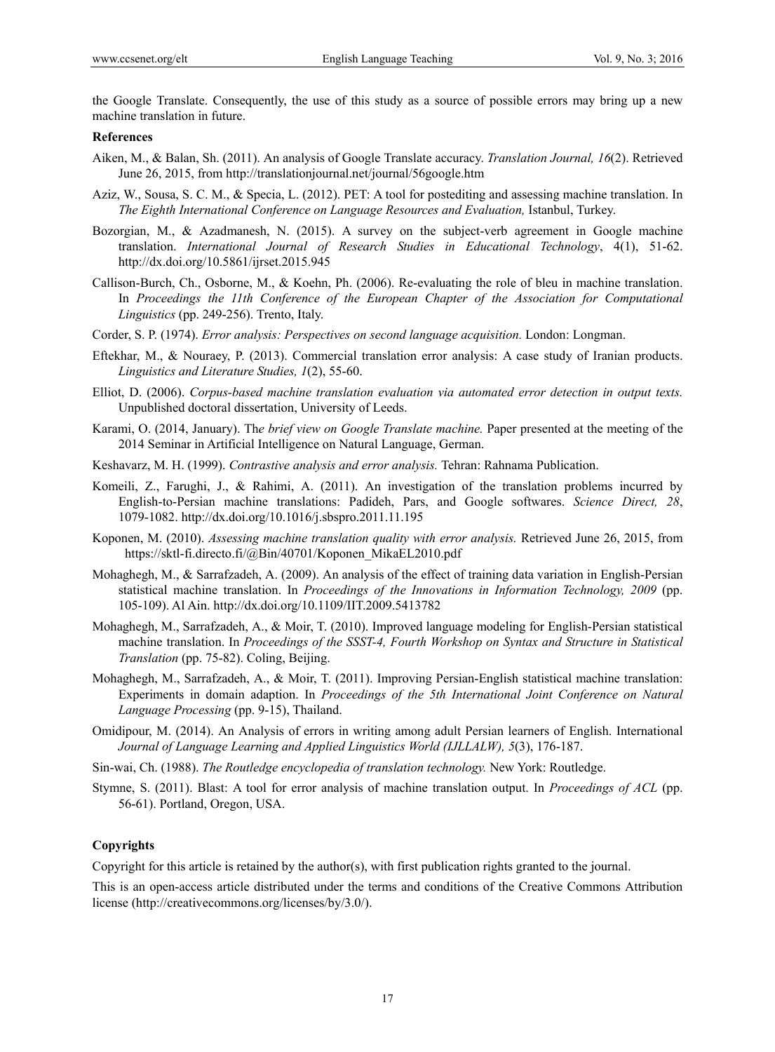the Google Translate. Consequently, the use of this study as a source of possible errors may bring up a new machine translation in future.

**References**

Aiken, M., & Balan, Sh. (2011). An analysis of Google Translate accuracy. *Translation Journal, 16*(2). Retrieved June 26, 2015, from http://translationjournal.net/journal/56google.htm

Aziz, W., Sousa, S. C. M., & Specia, L. (2012). PET: A tool for postediting and assessing machine translation. In *The Eighth International Conference on Language Resources and Evaluation,* Istanbul, Turkey.

Bozorgian, M., & Azadmanesh, N. (2015). A survey on the subject-verb agreement in Google machine translation. *International Journal of Research Studies in Educational Technology*, 4(1), 51-62. http://dx.doi.org/10.5861/ijrset.2015.945

Callison-Burch, Ch., Osborne, M., & Koehn, Ph. (2006). Re-evaluating the role of bleu in machine translation. In *Proceedings the 11th Conference of the European Chapter of the Association for Computational Linguistics* (pp. 249-256). Trento, Italy.

Corder, S. P. (1974). *Error analysis: Perspectives on second language acquisition.* London: Longman.

Eftekhar, M., & Nouraey, P. (2013). Commercial translation error analysis: A case study of Iranian products. *Linguistics and Literature Studies, 1*(2), 55-60.

Elliot, D. (2006). *Corpus-based machine translation evaluation via automated error detection in output texts.* Unpublished doctoral dissertation, University of Leeds.

Karami, O. (2014, January). Th*e brief view on Google Translate machine.* Paper presented at the meeting of the 2014 Seminar in Artificial Intelligence on Natural Language, German.

Keshavarz, M. H. (1999). *Contrastive analysis and error analysis.* Tehran: Rahnama Publication.

Komeili, Z., Farughi, J., & Rahimi, A. (2011). An investigation of the translation problems incurred by English-to-Persian machine translations: Padideh, Pars, and Google softwares. *Science Direct, 28*, 1079-1082. http://dx.doi.org/10.1016/j.sbspro.2011.11.195

Koponen, M. (2010). *Assessing machine translation quality with error analysis.* Retrieved June 26, 2015, from https://sktl-fi.directo.fi/@Bin/40701/Koponen_MikaEL2010.pdf

Mohaghegh, M., & Sarrafzadeh, A. (2009). An analysis of the effect of training data variation in English-Persian statistical machine translation. In *Proceedings of the Innovations in Information Technology, 2009* (pp. 105-109). Al Ain. http://dx.doi.org/10.1109/IIT.2009.5413782

Mohaghegh, M., Sarrafzadeh, A., & Moir, T. (2010). Improved language modeling for English-Persian statistical machine translation. In *Proceedings of the SSST-4, Fourth Workshop on Syntax and Structure in Statistical Translation* (pp. 75-82). Coling, Beijing.

Mohaghegh, M., Sarrafzadeh, A., & Moir, T. (2011). Improving Persian-English statistical machine translation: Experiments in domain adaption. In *Proceedings of the 5th International Joint Conference on Natural Language Processing* (pp. 9-15), Thailand.

Omidipour, M. (2014). An Analysis of errors in writing among adult Persian learners of English. International *Journal of Language Learning and Applied Linguistics World (IJLLALW), 5*(3), 176-187.

Sin-wai, Ch. (1988). *The Routledge encyclopedia of translation technology.* New York: Routledge.

Stymne, S. (2011). Blast: A tool for error analysis of machine translation output. In *Proceedings of ACL* (pp. 56-61). Portland, Oregon, USA.

**Copyrights**

Copyright for this article is retained by the author(s), with first publication rights granted to the journal.

This is an open-access article distributed under the terms and conditions of the Creative Commons Attribution license (http://creativecommons.org/licenses/by/3.0/).